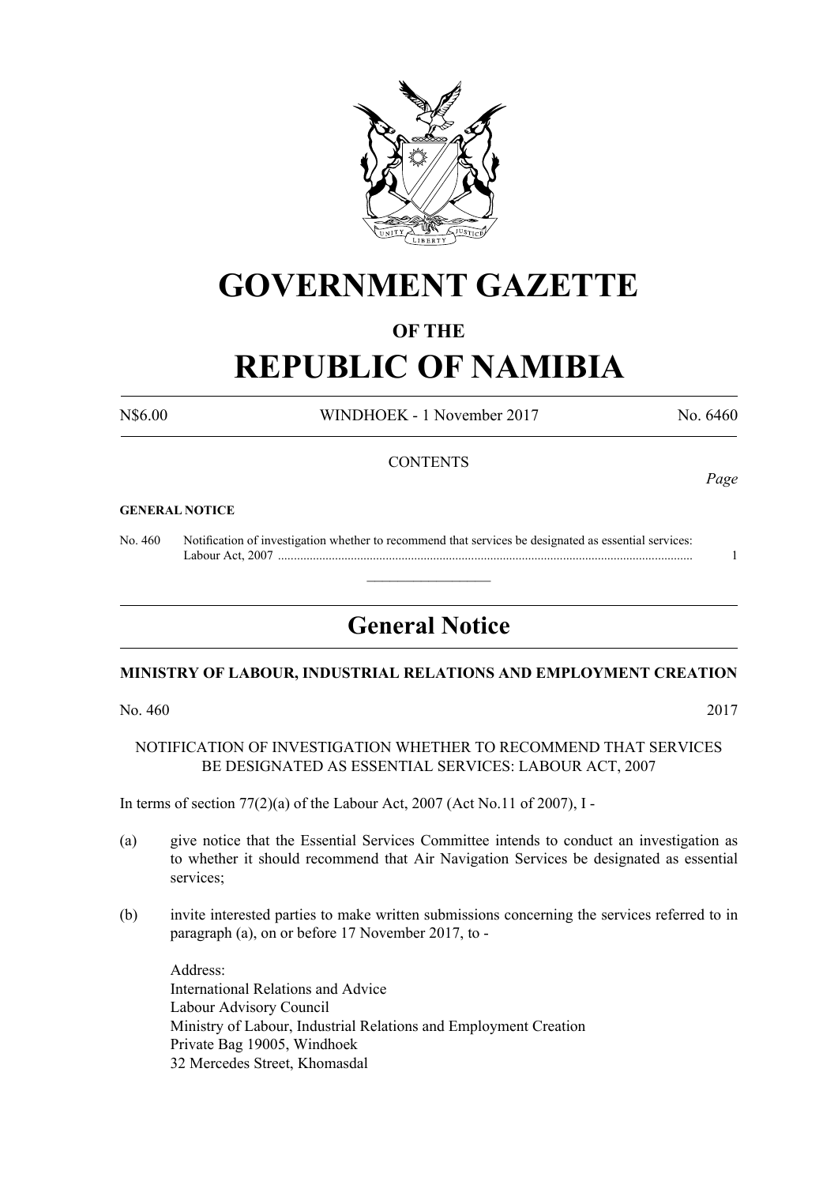# GOVERNMENT GAZETTE

## OF THE

# REPUBLIC OF NAMIBIA

N$6.00 | WINDHOEK - 1 November 2017 | No. 6460

CONTENTS

*Page*

**GENERAL NOTICE**

No. 460 Notification of investigation whether to recommend that services be designated as essential services: Labour Act, 2007 ........................................................................................................................... 1

---

## General Notice

**MINISTRY OF LABOUR, INDUSTRIAL RELATIONS AND EMPLOYMENT CREATION**

No. 460 2017

NOTIFICATION OF INVESTIGATION WHETHER TO RECOMMEND THAT SERVICES BE DESIGNATED AS ESSENTIAL SERVICES: LABOUR ACT, 2007

In terms of section 77(2)(a) of the Labour Act, 2007 (Act No.11 of 2007), I -

(a) give notice that the Essential Services Committee intends to conduct an investigation as to whether it should recommend that Air Navigation Services be designated as essential services;

(b) invite interested parties to make written submissions concerning the services referred to in paragraph (a), on or before 17 November 2017, to -

Address:
International Relations and Advice
Labour Advisory Council
Ministry of Labour, Industrial Relations and Employment Creation
Private Bag 19005, Windhoek
32 Mercedes Street, Khomasdal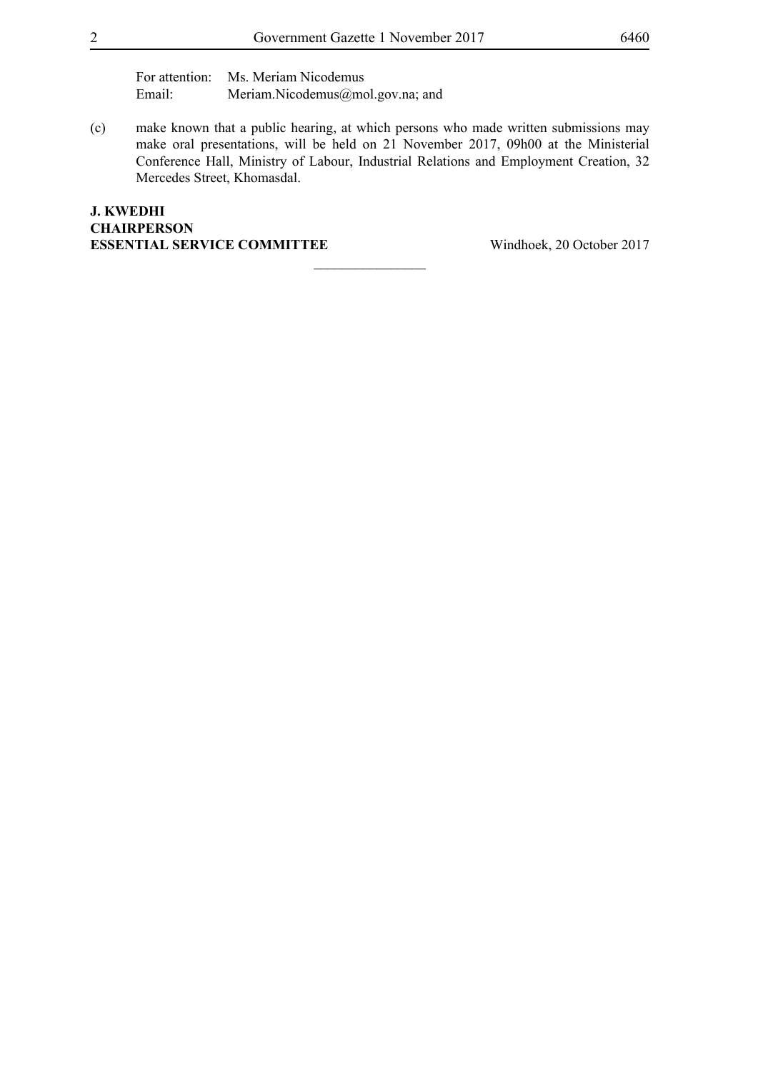For attention: Ms. Meriam Nicodemus
Email: Meriam.Nicodemus@mol.gov.na; and

(c) make known that a public hearing, at which persons who made written submissions may make oral presentations, will be held on 21 November 2017, 09h00 at the Ministerial Conference Hall, Ministry of Labour, Industrial Relations and Employment Creation, 32 Mercedes Street, Khomasdal.

**J. KWEDHI**
**CHAIRPERSON**
**ESSENTIAL SERVICE COMMITTEE** Windhoek, 20 October 2017

________________